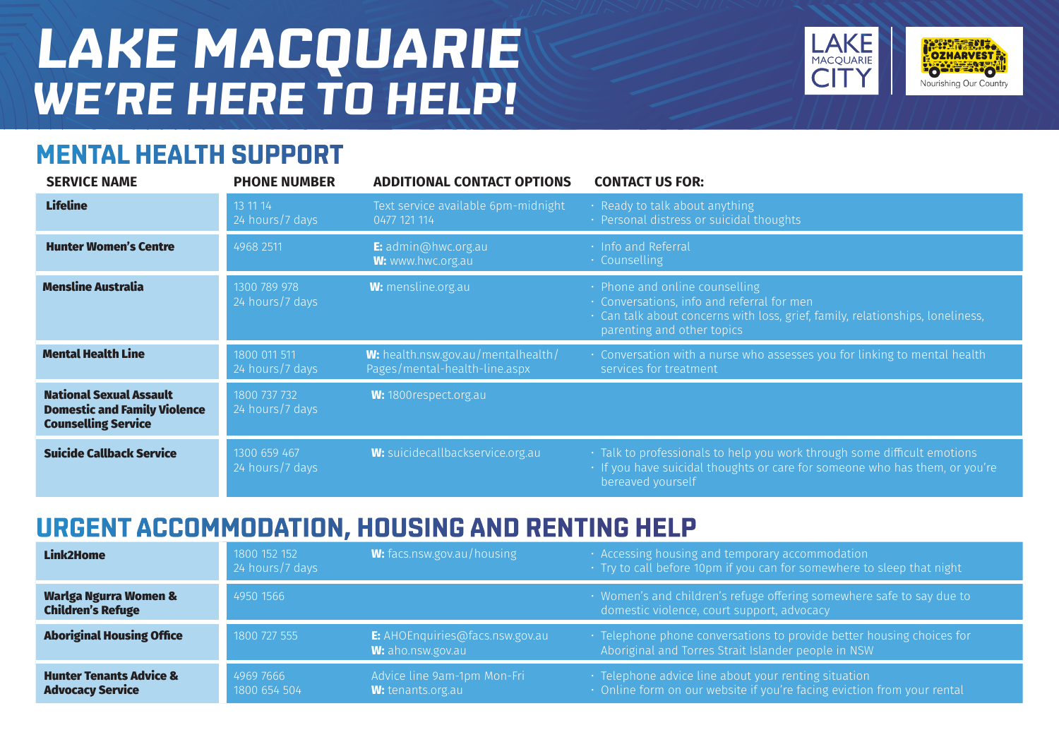# LAKE MACQUARIE WE'RE HERE TO HELP!

## MENTAL HEALTH SUPPORT

| SERVICE NAME | PHONE NUMBER | ADDITIONAL CONTACT OPTIONS | CONTACT US FOR: |
|---|---|---|---|
| **Lifeline** | 13 11 14<br>24 hours/7 days | Text service available 6pm-midnight<br>0477 121 114 | · Ready to talk about anything<br>· Personal distress or suicidal thoughts |
| **Hunter Women's Centre** | 4968 2511 | **E:** admin@hwc.org.au<br>**W:** www.hwc.org.au | · Info and Referral<br>· Counselling |
| **Mensline Australia** | 1300 789 978<br>24 hours/7 days | **W:** mensline.org.au | · Phone and online counselling<br>· Conversations, info and referral for men<br>· Can talk about concerns with loss, grief, family, relationships, loneliness, parenting and other topics |
| **Mental Health Line** | 1800 011 511<br>24 hours/7 days | **W:** health.nsw.gov.au/mentalhealth/Pages/mental-health-line.aspx | · Conversation with a nurse who assesses you for linking to mental health services for treatment |
| **National Sexual Assault Domestic and Family Violence Counselling Service** | 1800 737 732<br>24 hours/7 days | **W:** 1800respect.org.au | |
| **Suicide Callback Service** | 1300 659 467<br>24 hours/7 days | **W:** suicidecallbackservice.org.au | · Talk to professionals to help you work through some difficult emotions<br>· If you have suicidal thoughts or care for someone who has them, or you're bereaved yourself |

## URGENT ACCOMMODATION, HOUSING AND RENTING HELP

| SERVICE NAME | PHONE NUMBER | ADDITIONAL CONTACT OPTIONS | CONTACT US FOR: |
|---|---|---|---|
| **Link2Home** | 1800 152 152<br>24 hours/7 days | **W:** facs.nsw.gov.au/housing | · Accessing housing and temporary accommodation<br>· Try to call before 10pm if you can for somewhere to sleep that night |
| **Warlga Ngurra Women & Children's Refuge** | 4950 1566 | | · Women's and children's refuge offering somewhere safe to say due to domestic violence, court support, advocacy |
| **Aboriginal Housing Office** | 1800 727 555 | **E:** AHOEnquiries@facs.nsw.gov.au<br>**W:** aho.nsw.gov.au | · Telephone phone conversations to provide better housing choices for Aboriginal and Torres Strait Islander people in NSW |
| **Hunter Tenants Advice & Advocacy Service** | 4969 7666<br>1800 654 504 | Advice line 9am-1pm Mon-Fri<br>**W:** tenants.org.au | · Telephone advice line about your renting situation<br>· Online form on our website if you're facing eviction from your rental |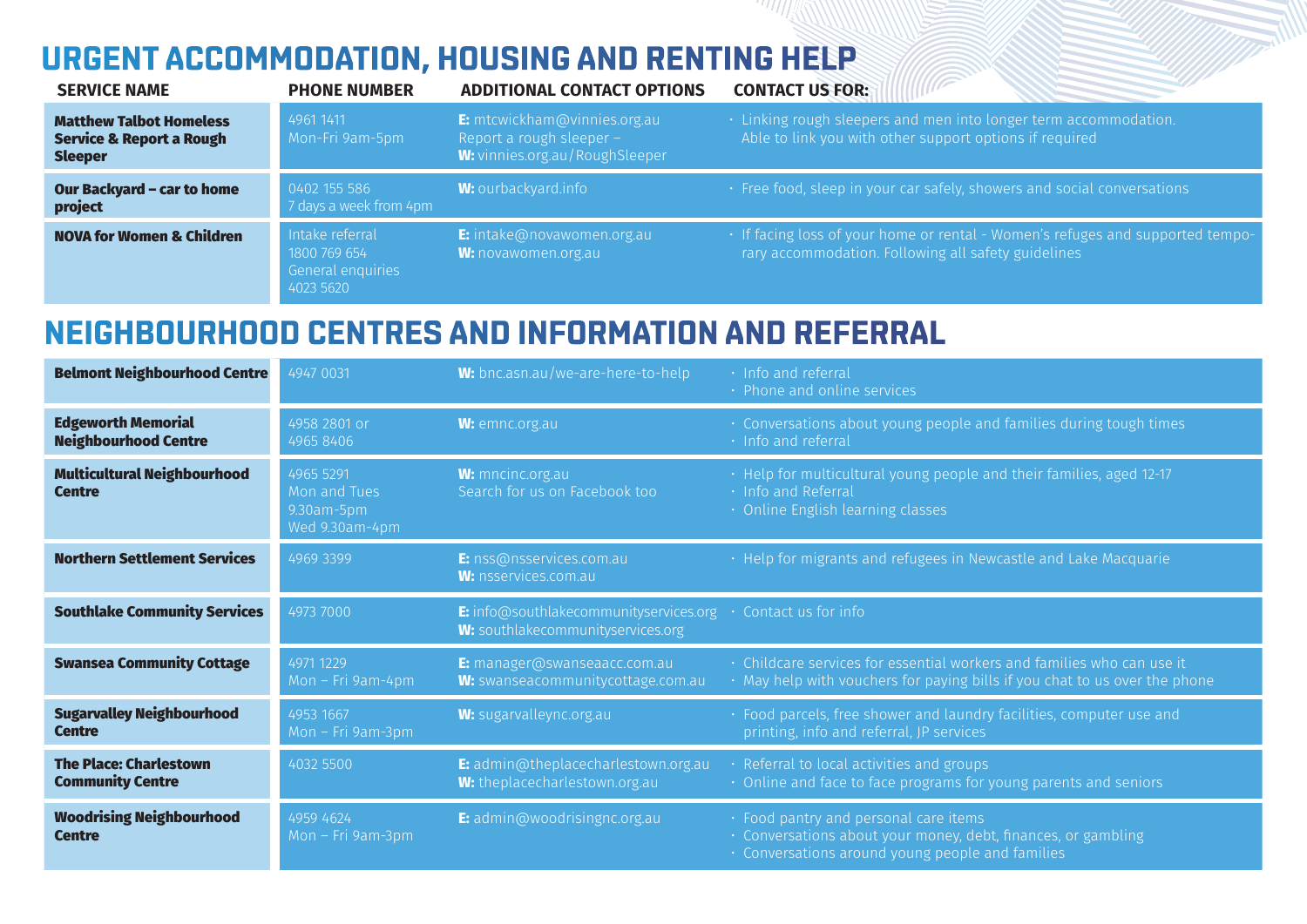# URGENT ACCOMMODATION, HOUSING AND RENTING HELP

| SERVICE NAME | PHONE NUMBER | ADDITIONAL CONTACT OPTIONS | CONTACT US FOR: |
|---|---|---|---|
| **Matthew Talbot Homeless Service & Report a Rough Sleeper** | 4961 1411<br>Mon-Fri 9am-5pm | **E:** mtcwickham@vinnies.org.au<br>Report a rough sleeper –<br>**W:** vinnies.org.au/RoughSleeper | · Linking rough sleepers and men into longer term accommodation. Able to link you with other support options if required |
| **Our Backyard – car to home project** | 0402 155 586<br>7 days a week from 4pm | **W:** ourbackyard.info | · Free food, sleep in your car safely, showers and social conversations |
| **NOVA for Women & Children** | Intake referral<br>1800 769 654<br>General enquiries<br>4023 5620 | **E:** intake@novawomen.org.au<br>**W:** novawomen.org.au | · If facing loss of your home or rental - Women's refuges and supported temporary accommodation. Following all safety guidelines |

# NEIGHBOURHOOD CENTRES AND INFORMATION AND REFERRAL

| SERVICE NAME | PHONE NUMBER | ADDITIONAL CONTACT OPTIONS | CONTACT US FOR: |
|---|---|---|---|
| **Belmont Neighbourhood Centre** | 4947 0031 | **W:** bnc.asn.au/we-are-here-to-help | · Info and referral<br>· Phone and online services |
| **Edgeworth Memorial Neighbourhood Centre** | 4958 2801 or<br>4965 8406 | **W:** emnc.org.au | · Conversations about young people and families during tough times<br>· Info and referral |
| **Multicultural Neighbourhood Centre** | 4965 5291<br>Mon and Tues<br>9.30am-5pm<br>Wed 9.30am-4pm | **W:** mncinc.org.au<br>Search for us on Facebook too | · Help for multicultural young people and their families, aged 12-17<br>· Info and Referral<br>· Online English learning classes |
| **Northern Settlement Services** | 4969 3399 | **E:** nss@nsservices.com.au<br>**W:** nsservices.com.au | · Help for migrants and refugees in Newcastle and Lake Macquarie |
| **Southlake Community Services** | 4973 7000 | **E:** info@southlakecommunityservices.org<br>**W:** southlakecommunityservices.org | · Contact us for info |
| **Swansea Community Cottage** | 4971 1229<br>Mon – Fri 9am-4pm | **E:** manager@swanseaacc.com.au<br>**W:** swanseacommunitycottage.com.au | · Childcare services for essential workers and families who can use it<br>· May help with vouchers for paying bills if you chat to us over the phone |
| **Sugarvalley Neighbourhood Centre** | 4953 1667<br>Mon – Fri 9am-3pm | **W:** sugarvalleync.org.au | · Food parcels, free shower and laundry facilities, computer use and printing, info and referral, JP services |
| **The Place: Charlestown Community Centre** | 4032 5500 | **E:** admin@theplacecharlestown.org.au<br>**W:** theplacecharlestown.org.au | · Referral to local activities and groups<br>· Online and face to face programs for young parents and seniors |
| **Woodrising Neighbourhood Centre** | 4959 4624<br>Mon – Fri 9am-3pm | **E:** admin@woodrisingnc.org.au | · Food pantry and personal care items<br>· Conversations about your money, debt, finances, or gambling<br>· Conversations around young people and families |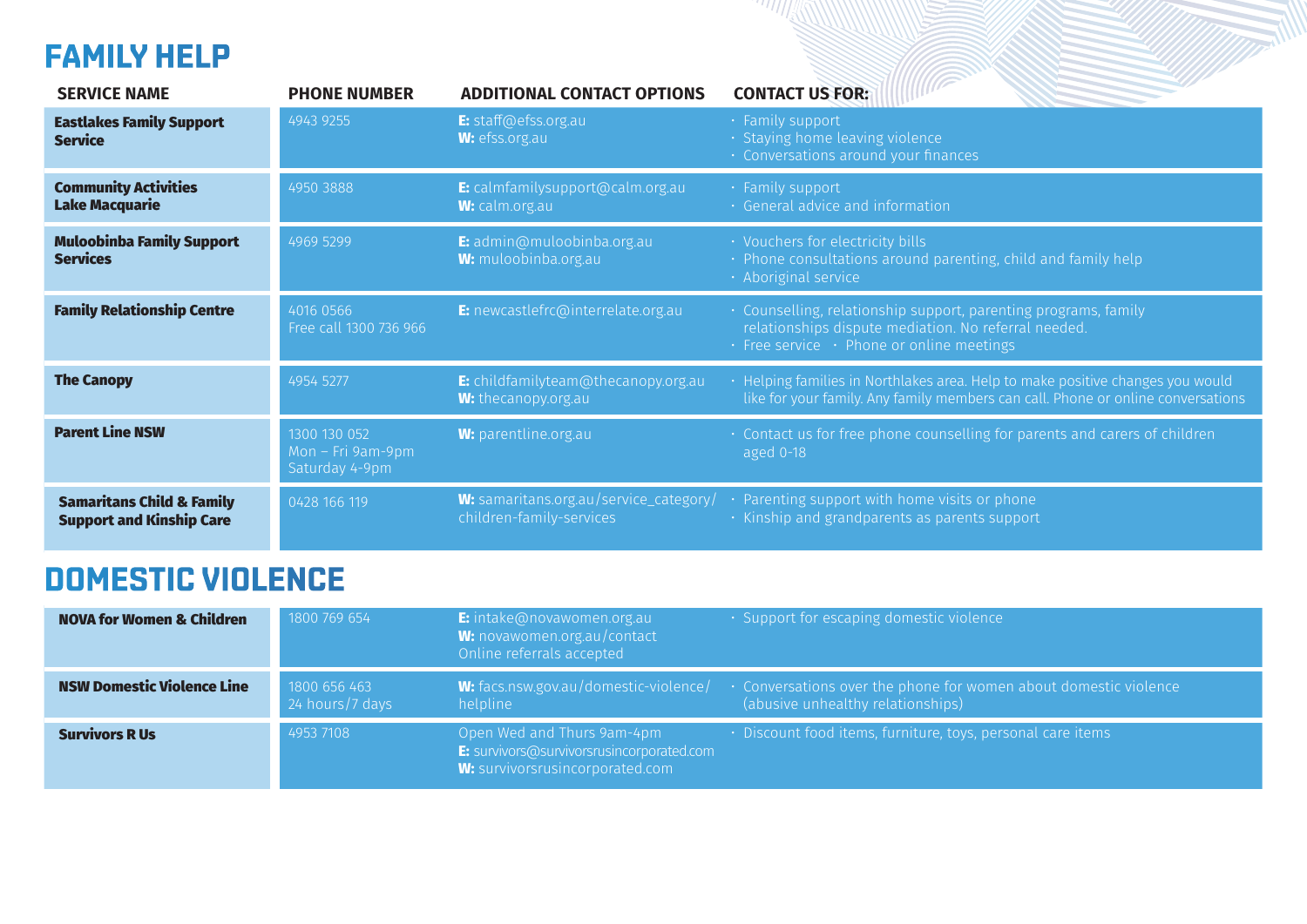# FAMILY HELP

| SERVICE NAME | PHONE NUMBER | ADDITIONAL CONTACT OPTIONS | CONTACT US FOR: |
|---|---|---|---|
| **Eastlakes Family Support Service** | 4943 9255 | **E:** staff@efss.org.au<br>**W:** efss.org.au | · Family support<br>· Staying home leaving violence<br>· Conversations around your finances |
| **Community Activities Lake Macquarie** | 4950 3888 | **E:** calmfamilysupport@calm.org.au<br>**W:** calm.org.au | · Family support<br>· General advice and information |
| **Muloobinba Family Support Services** | 4969 5299 | **E:** admin@muloobinba.org.au<br>**W:** muloobinba.org.au | · Vouchers for electricity bills<br>· Phone consultations around parenting, child and family help<br>· Aboriginal service |
| **Family Relationship Centre** | 4016 0566<br>Free call 1300 736 966 | **E:** newcastlefrc@interrelate.org.au | · Counselling, relationship support, parenting programs, family relationships dispute mediation. No referral needed.<br>· Free service · Phone or online meetings |
| **The Canopy** | 4954 5277 | **E:** childfamilyteam@thecanopy.org.au<br>**W:** thecanopy.org.au | · Helping families in Northlakes area. Help to make positive changes you would like for your family. Any family members can call. Phone or online conversations |
| **Parent Line NSW** | 1300 130 052<br>Mon – Fri 9am-9pm<br>Saturday 4-9pm | **W:** parentline.org.au | · Contact us for free phone counselling for parents and carers of children aged 0-18 |
| **Samaritans Child & Family Support and Kinship Care** | 0428 166 119 | **W:** samaritans.org.au/service_category/children-family-services | · Parenting support with home visits or phone<br>· Kinship and grandparents as parents support |

# DOMESTIC VIOLENCE

| SERVICE NAME | PHONE NUMBER | ADDITIONAL CONTACT OPTIONS | CONTACT US FOR: |
|---|---|---|---|
| **NOVA for Women & Children** | 1800 769 654 | **E:** intake@novawomen.org.au<br>**W:** novawomen.org.au/contact<br>Online referrals accepted | · Support for escaping domestic violence |
| **NSW Domestic Violence Line** | 1800 656 463<br>24 hours/7 days | **W:** facs.nsw.gov.au/domestic-violence/helpline | · Conversations over the phone for women about domestic violence (abusive unhealthy relationships) |
| **Survivors R Us** | 4953 7108 | Open Wed and Thurs 9am-4pm<br>**E:** survivors@survivorsrusincorporated.com<br>**W:** survivorsrusincorporated.com | · Discount food items, furniture, toys, personal care items |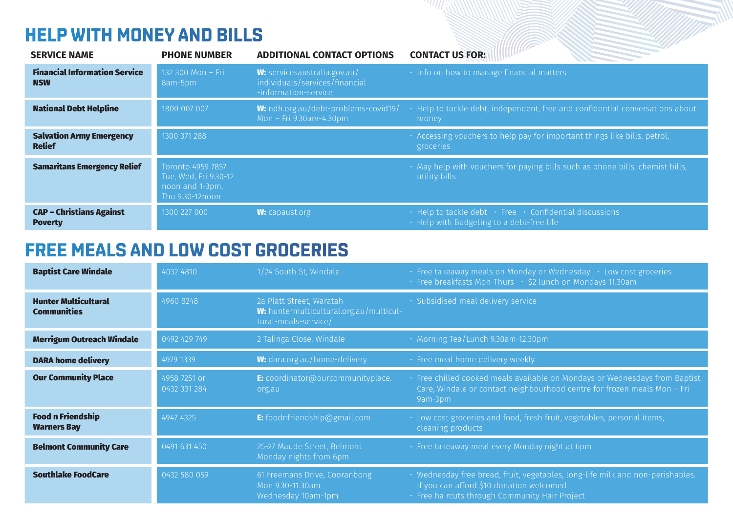## HELP WITH MONEY AND BILLS

| SERVICE NAME | PHONE NUMBER | ADDITIONAL CONTACT OPTIONS | CONTACT US FOR: |
|---|---|---|---|
| **Financial Information Service NSW** | 132 300 Mon – Fri 8am-5pm | **W:** servicesaustralia.gov.au/individuals/services/financial-information-service | · Info on how to manage financial matters |
| **National Debt Helpline** | 1800 007 007 | **W:** ndh.org.au/debt-problems-covid19/ Mon – Fri 9.30am-4.30pm | · Help to tackle debt, independent, free and confidential conversations about money |
| **Salvation Army Emergency Relief** | 1300 371 288 | | · Accessing vouchers to help pay for important things like bills, petrol, groceries |
| **Samaritans Emergency Relief** | Toronto 4959 7857 Tue, Wed, Fri 9.30-12 noon and 1-3pm, Thu 9.30-12noon | | · May help with vouchers for paying bills such as phone bills, chemist bills, utility bills |
| **CAP – Christians Against Poverty** | 1300 227 000 | **W:** capaust.org | · Help to tackle debt · Free · Confidential discussions<br>· Help with Budgeting to a debt-free life |

## FREE MEALS AND LOW COST GROCERIES

| SERVICE NAME | PHONE NUMBER | ADDITIONAL CONTACT OPTIONS | CONTACT US FOR: |
|---|---|---|---|
| **Baptist Care Windale** | 4032 4810 | 1/24 South St, Windale | · Free takeaway meals on Monday or Wednesday · Low cost groceries<br>· Free breakfasts Mon-Thurs · $2 lunch on Mondays 11.30am |
| **Hunter Multicultural Communities** | 4960 8248 | 2a Platt Street, Waratah **W:** huntermulticultural.org.au/multicultural-meals-service/ | · Subsidised meal delivery service |
| **Merrigum Outreach Windale** | 0492 429 749 | 2 Talinga Close, Windale | · Morning Tea/Lunch 9.30am-12.30pm |
| **DARA home delivery** | 4979 1339 | **W:** dara.org.au/home-delivery | · Free meal home delivery weekly |
| **Our Community Place** | 4958 7251 or 0432 331 284 | **E:** coordinator@ourcommunityplace.org.au | · Free chilled cooked meals available on Mondays or Wednesdays from Baptist Care, Windale or contact neighbourhood centre for frozen meals Mon – Fri 9am-3pm |
| **Food n Friendship Warners Bay** | 4947 4325 | **E:** foodnfriendship@gmail.com | · Low cost groceries and food, fresh fruit, vegetables, personal items, cleaning products |
| **Belmont Community Care** | 0491 631 450 | 25-27 Maude Street, Belmont Monday nights from 6pm | · Free takeaway meal every Monday night at 6pm |
| **Southlake FoodCare** | 0432 580 059 | 61 Freemans Drive, Cooranbong Mon 9.30-11.30am Wednesday 10am-1pm | · Wednesday free bread, fruit, vegetables, long-life milk and non-perishables. If you can afford $10 donation welcomed<br>· Free haircuts through Community Hair Project |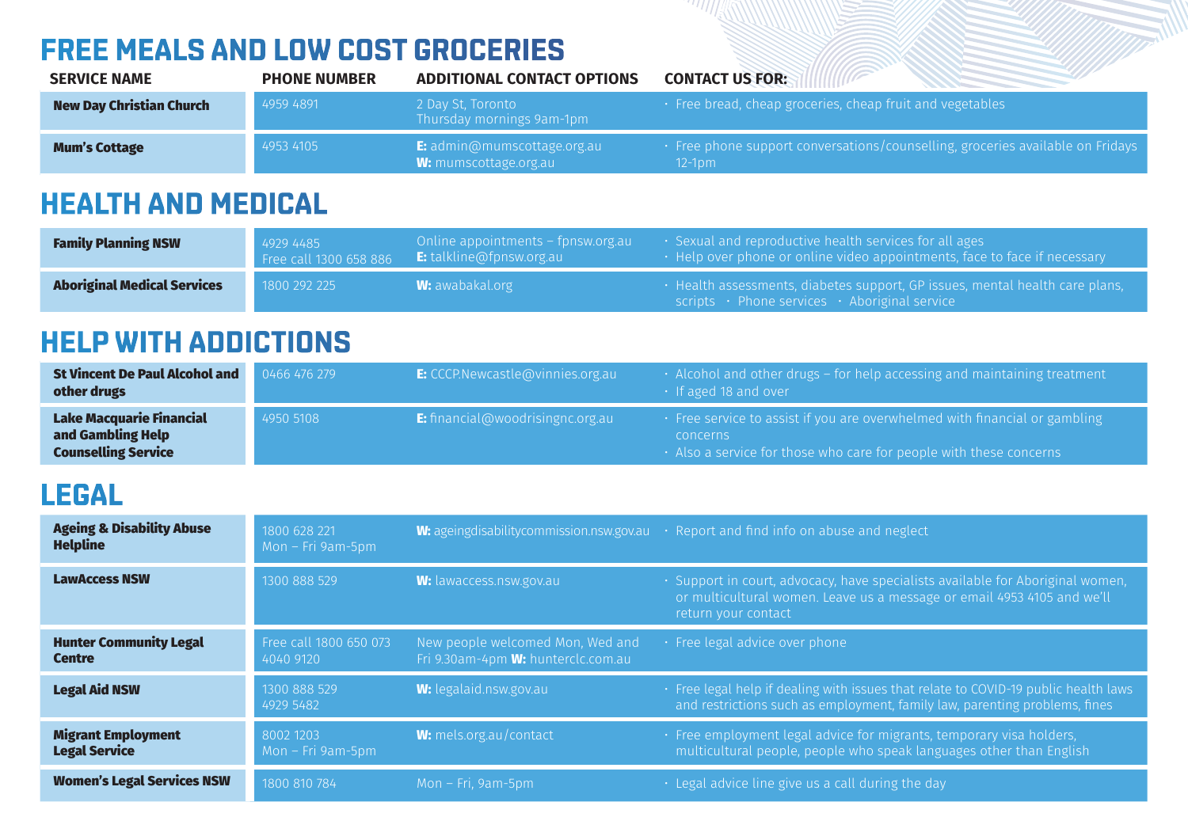## FREE MEALS AND LOW COST GROCERIES

| SERVICE NAME | PHONE NUMBER | ADDITIONAL CONTACT OPTIONS | CONTACT US FOR: |
|---|---|---|---|
| **New Day Christian Church** | 4959 4891 | 2 Day St, Toronto<br>Thursday mornings 9am-1pm | • Free bread, cheap groceries, cheap fruit and vegetables |
| **Mum's Cottage** | 4953 4105 | **E:** admin@mumscottage.org.au<br>**W:** mumscottage.org.au | • Free phone support conversations/counselling, groceries available on Fridays 12-1pm |

## HEALTH AND MEDICAL

| SERVICE NAME | PHONE NUMBER | ADDITIONAL CONTACT OPTIONS | CONTACT US FOR: |
|---|---|---|---|
| **Family Planning NSW** | 4929 4485<br>Free call 1300 658 886 | Online appointments – fpnsw.org.au<br>**E:** talkline@fpnsw.org.au | • Sexual and reproductive health services for all ages<br>• Help over phone or online video appointments, face to face if necessary |
| **Aboriginal Medical Services** | 1800 292 225 | **W:** awabakal.org | • Health assessments, diabetes support, GP issues, mental health care plans, scripts • Phone services • Aboriginal service |

## HELP WITH ADDICTIONS

| SERVICE NAME | PHONE NUMBER | ADDITIONAL CONTACT OPTIONS | CONTACT US FOR: |
|---|---|---|---|
| **St Vincent De Paul Alcohol and other drugs** | 0466 476 279 | **E:** CCCP.Newcastle@vinnies.org.au | • Alcohol and other drugs – for help accessing and maintaining treatment<br>• If aged 18 and over |
| **Lake Macquarie Financial and Gambling Help Counselling Service** | 4950 5108 | **E:** financial@woodrisingnc.org.au | • Free service to assist if you are overwhelmed with financial or gambling concerns<br>• Also a service for those who care for people with these concerns |

## LEGAL

| SERVICE NAME | PHONE NUMBER | ADDITIONAL CONTACT OPTIONS | CONTACT US FOR: |
|---|---|---|---|
| **Ageing & Disability Abuse Helpline** | 1800 628 221<br>Mon – Fri 9am-5pm | **W:** ageingdisabilitycommission.nsw.gov.au | • Report and find info on abuse and neglect |
| **LawAccess NSW** | 1300 888 529 | **W:** lawaccess.nsw.gov.au | • Support in court, advocacy, have specialists available for Aboriginal women, or multicultural women. Leave us a message or email 4953 4105 and we'll return your contact |
| **Hunter Community Legal Centre** | Free call 1800 650 073<br>4040 9120 | New people welcomed Mon, Wed and Fri 9.30am-4pm **W:** hunterclc.com.au | • Free legal advice over phone |
| **Legal Aid NSW** | 1300 888 529<br>4929 5482 | **W:** legalaid.nsw.gov.au | • Free legal help if dealing with issues that relate to COVID-19 public health laws and restrictions such as employment, family law, parenting problems, fines |
| **Migrant Employment Legal Service** | 8002 1203<br>Mon – Fri 9am-5pm | **W:** mels.org.au/contact | • Free employment legal advice for migrants, temporary visa holders, multicultural people, people who speak languages other than English |
| **Women's Legal Services NSW** | 1800 810 784 | Mon – Fri, 9am-5pm | • Legal advice line give us a call during the day |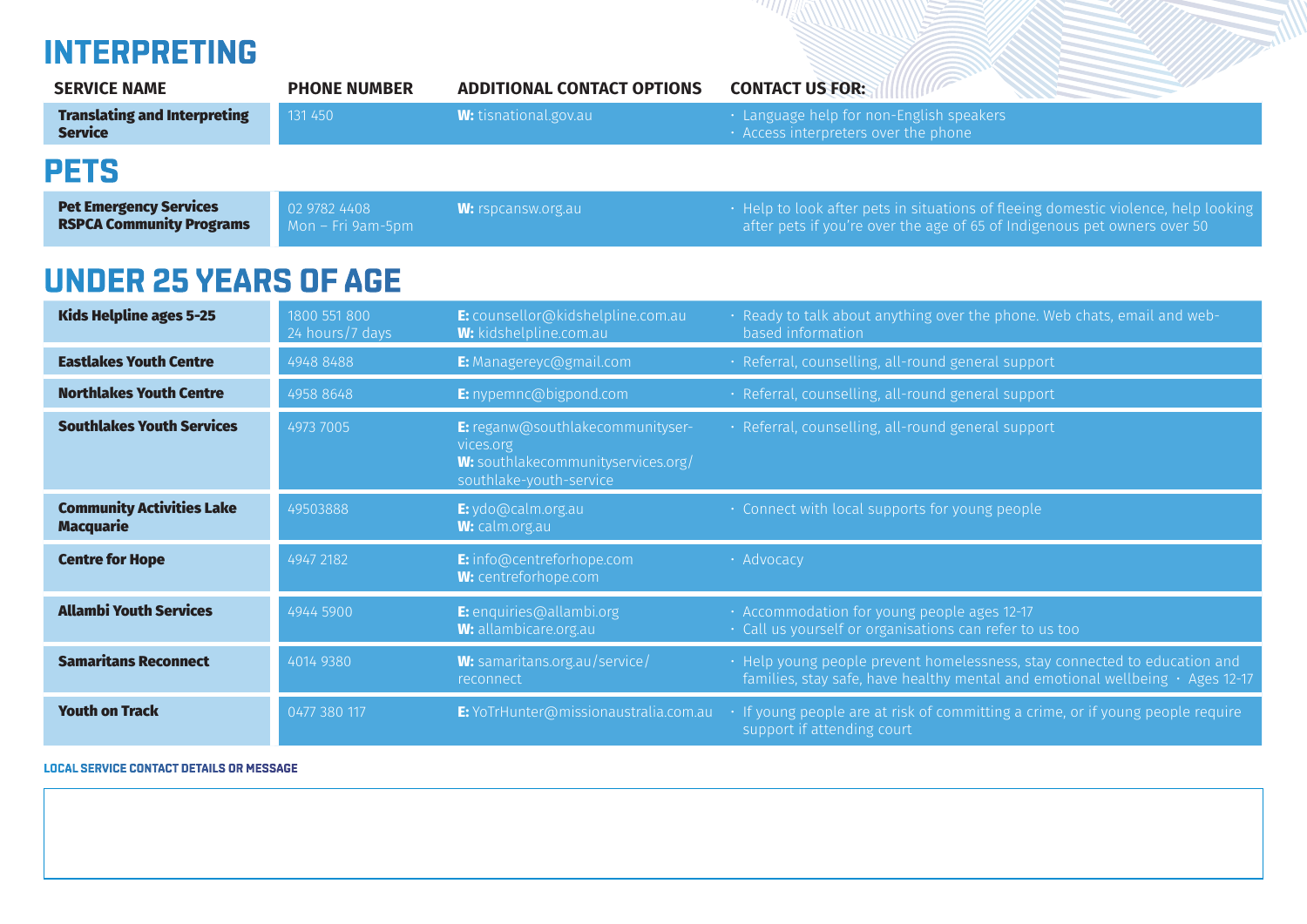# INTERPRETING

| SERVICE NAME | PHONE NUMBER | ADDITIONAL CONTACT OPTIONS | CONTACT US FOR: |
| --- | --- | --- | --- |
| **Translating and Interpreting Service** | 131 450 | **W:** tisnational.gov.au | · Language help for non-English speakers<br>· Access interpreters over the phone |

# PETS

| | | | |
| --- | --- | --- | --- |
| **Pet Emergency Services RSPCA Community Programs** | 02 9782 4408<br>Mon – Fri 9am-5pm | **W:** rspcansw.org.au | · Help to look after pets in situations of fleeing domestic violence, help looking after pets if you're over the age of 65 of Indigenous pet owners over 50 |

# UNDER 25 YEARS OF AGE

| | | | |
| --- | --- | --- | --- |
| **Kids Helpline ages 5-25** | 1800 551 800<br>24 hours/7 days | **E:** counsellor@kidshelpline.com.au<br>**W:** kidshelpline.com.au | · Ready to talk about anything over the phone. Web chats, email and web-based information |
| **Eastlakes Youth Centre** | 4948 8488 | **E:** Managereyc@gmail.com | · Referral, counselling, all-round general support |
| **Northlakes Youth Centre** | 4958 8648 | **E:** nypemnc@bigpond.com | · Referral, counselling, all-round general support |
| **Southlakes Youth Services** | 4973 7005 | **E:** reganw@southlakecommunityservices.org<br>**W:** southlakecommunityservices.org/southlake-youth-service | · Referral, counselling, all-round general support |
| **Community Activities Lake Macquarie** | 49503888 | **E:** ydo@calm.org.au<br>**W:** calm.org.au | · Connect with local supports for young people |
| **Centre for Hope** | 4947 2182 | **E:** info@centreforhope.com<br>**W:** centreforhope.com | · Advocacy |
| **Allambi Youth Services** | 4944 5900 | **E:** enquiries@allambi.org<br>**W:** allambicare.org.au | · Accommodation for young people ages 12-17<br>· Call us yourself or organisations can refer to us too |
| **Samaritans Reconnect** | 4014 9380 | **W:** samaritans.org.au/service/reconnect | · Help young people prevent homelessness, stay connected to education and families, stay safe, have healthy mental and emotional wellbeing · Ages 12-17 |
| **Youth on Track** | 0477 380 117 | **E:** YoTrHunter@missionaustralia.com.au | · If young people are at risk of committing a crime, or if young people require support if attending court |

**LOCAL SERVICE CONTACT DETAILS OR MESSAGE**